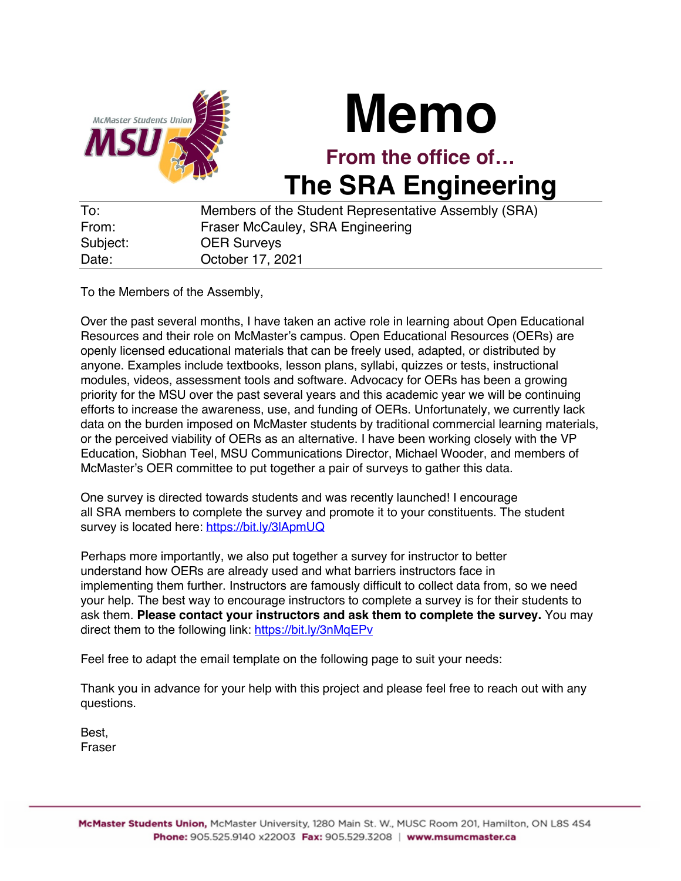# Memo

## From the office of…

# The SRA Engineering

| | |
|---|---|
| To: | Members of the Student Representative Assembly (SRA) |
| From: | Fraser McCauley, SRA Engineering |
| Subject: | OER Surveys |
| Date: | October 17, 2021 |

To the Members of the Assembly,

Over the past several months, I have taken an active role in learning about Open Educational Resources and their role on McMaster's campus. Open Educational Resources (OERs) are openly licensed educational materials that can be freely used, adapted, or distributed by anyone. Examples include textbooks, lesson plans, syllabi, quizzes or tests, instructional modules, videos, assessment tools and software. Advocacy for OERs has been a growing priority for the MSU over the past several years and this academic year we will be continuing efforts to increase the awareness, use, and funding of OERs. Unfortunately, we currently lack data on the burden imposed on McMaster students by traditional commercial learning materials, or the perceived viability of OERs as an alternative. I have been working closely with the VP Education, Siobhan Teel, MSU Communications Director, Michael Wooder, and members of McMaster's OER committee to put together a pair of surveys to gather this data.

One survey is directed towards students and was recently launched! I encourage all SRA members to complete the survey and promote it to your constituents. The student survey is located here: [https://bit.ly/3lApmUQ](https://bit.ly/3lApmUQ)

Perhaps more importantly, we also put together a survey for instructor to better understand how OERs are already used and what barriers instructors face in implementing them further. Instructors are famously difficult to collect data from, so we need your help. The best way to encourage instructors to complete a survey is for their students to ask them. **Please contact your instructors and ask them to complete the survey.** You may direct them to the following link: [https://bit.ly/3nMqEPv](https://bit.ly/3nMqEPv)

Feel free to adapt the email template on the following page to suit your needs:

Thank you in advance for your help with this project and please feel free to reach out with any questions.

Best,
Fraser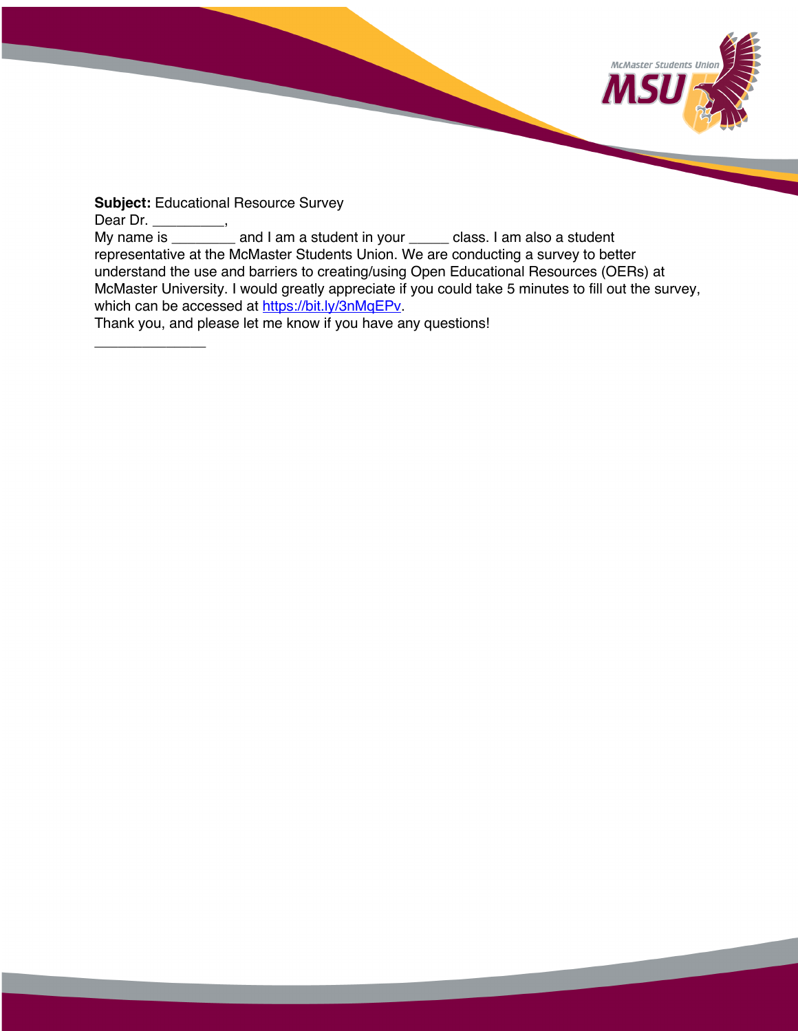**Subject:** Educational Resource Survey

Dear Dr. _________,

My name is ________ and I am a student in your _____ class. I am also a student representative at the McMaster Students Union. We are conducting a survey to better understand the use and barriers to creating/using Open Educational Resources (OERs) at McMaster University. I would greatly appreciate if you could take 5 minutes to fill out the survey, which can be accessed at [https://bit.ly/3nMqEPv](https://bit.ly/3nMqEPv).

Thank you, and please let me know if you have any questions!

______________